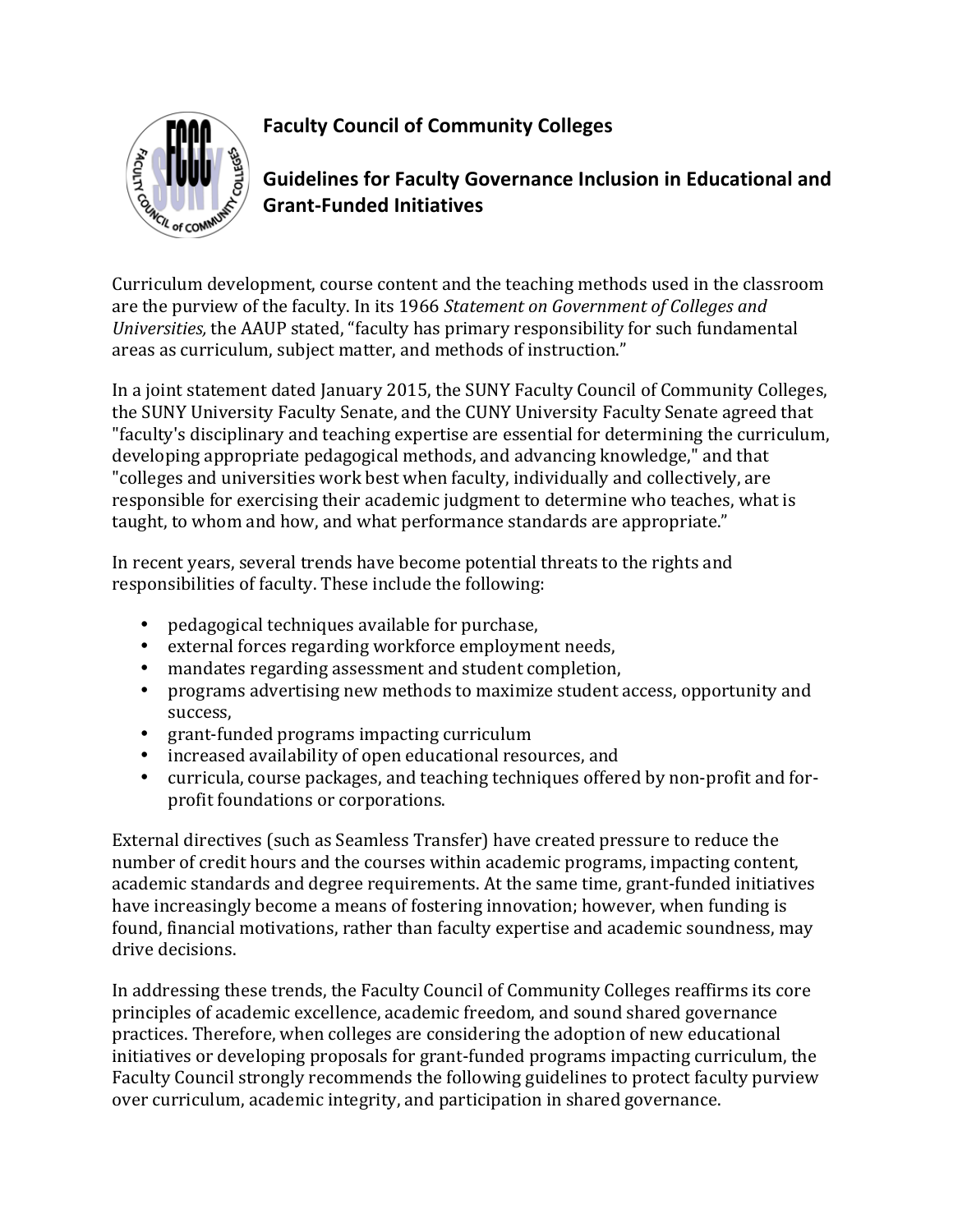# Faculty Council of Community Colleges

## Guidelines for Faculty Governance Inclusion in Educational and Grant-Funded Initiatives

Curriculum development, course content and the teaching methods used in the classroom are the purview of the faculty. In its 1966 *Statement on Government of Colleges and Universities,* the AAUP stated, "faculty has primary responsibility for such fundamental areas as curriculum, subject matter, and methods of instruction."

In a joint statement dated January 2015, the SUNY Faculty Council of Community Colleges, the SUNY University Faculty Senate, and the CUNY University Faculty Senate agreed that "faculty's disciplinary and teaching expertise are essential for determining the curriculum, developing appropriate pedagogical methods, and advancing knowledge," and that "colleges and universities work best when faculty, individually and collectively, are responsible for exercising their academic judgment to determine who teaches, what is taught, to whom and how, and what performance standards are appropriate."

In recent years, several trends have become potential threats to the rights and responsibilities of faculty. These include the following:

- pedagogical techniques available for purchase,
- external forces regarding workforce employment needs,
- mandates regarding assessment and student completion,
- programs advertising new methods to maximize student access, opportunity and success,
- grant-funded programs impacting curriculum
- increased availability of open educational resources, and
- curricula, course packages, and teaching techniques offered by non-profit and for-profit foundations or corporations.

External directives (such as Seamless Transfer) have created pressure to reduce the number of credit hours and the courses within academic programs, impacting content, academic standards and degree requirements. At the same time, grant-funded initiatives have increasingly become a means of fostering innovation; however, when funding is found, financial motivations, rather than faculty expertise and academic soundness, may drive decisions.

In addressing these trends, the Faculty Council of Community Colleges reaffirms its core principles of academic excellence, academic freedom, and sound shared governance practices. Therefore, when colleges are considering the adoption of new educational initiatives or developing proposals for grant-funded programs impacting curriculum, the Faculty Council strongly recommends the following guidelines to protect faculty purview over curriculum, academic integrity, and participation in shared governance.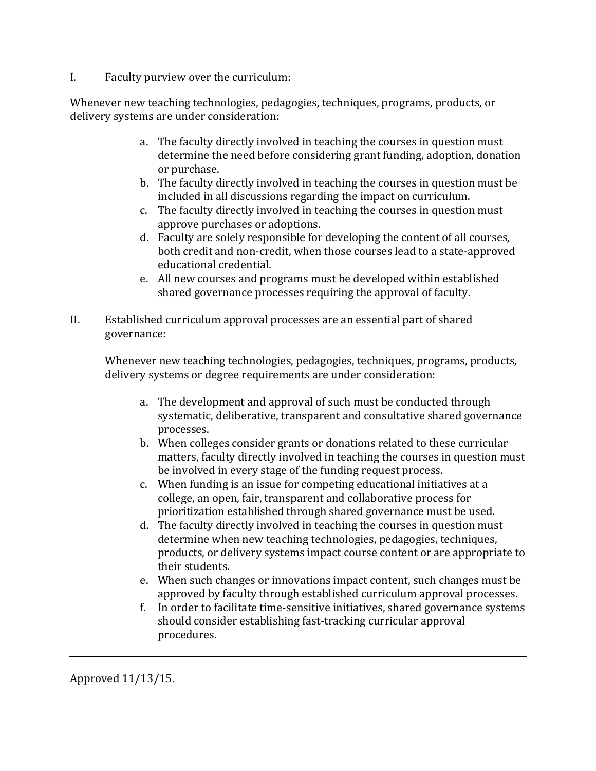I. Faculty purview over the curriculum:

Whenever new teaching technologies, pedagogies, techniques, programs, products, or delivery systems are under consideration:

a. The faculty directly involved in teaching the courses in question must determine the need before considering grant funding, adoption, donation or purchase.
b. The faculty directly involved in teaching the courses in question must be included in all discussions regarding the impact on curriculum.
c. The faculty directly involved in teaching the courses in question must approve purchases or adoptions.
d. Faculty are solely responsible for developing the content of all courses, both credit and non-credit, when those courses lead to a state-approved educational credential.
e. All new courses and programs must be developed within established shared governance processes requiring the approval of faculty.

II. Established curriculum approval processes are an essential part of shared governance:

Whenever new teaching technologies, pedagogies, techniques, programs, products, delivery systems or degree requirements are under consideration:

a. The development and approval of such must be conducted through systematic, deliberative, transparent and consultative shared governance processes.
b. When colleges consider grants or donations related to these curricular matters, faculty directly involved in teaching the courses in question must be involved in every stage of the funding request process.
c. When funding is an issue for competing educational initiatives at a college, an open, fair, transparent and collaborative process for prioritization established through shared governance must be used.
d. The faculty directly involved in teaching the courses in question must determine when new teaching technologies, pedagogies, techniques, products, or delivery systems impact course content or are appropriate to their students.
e. When such changes or innovations impact content, such changes must be approved by faculty through established curriculum approval processes.
f. In order to facilitate time-sensitive initiatives, shared governance systems should consider establishing fast-tracking curricular approval procedures.

---

Approved 11/13/15.